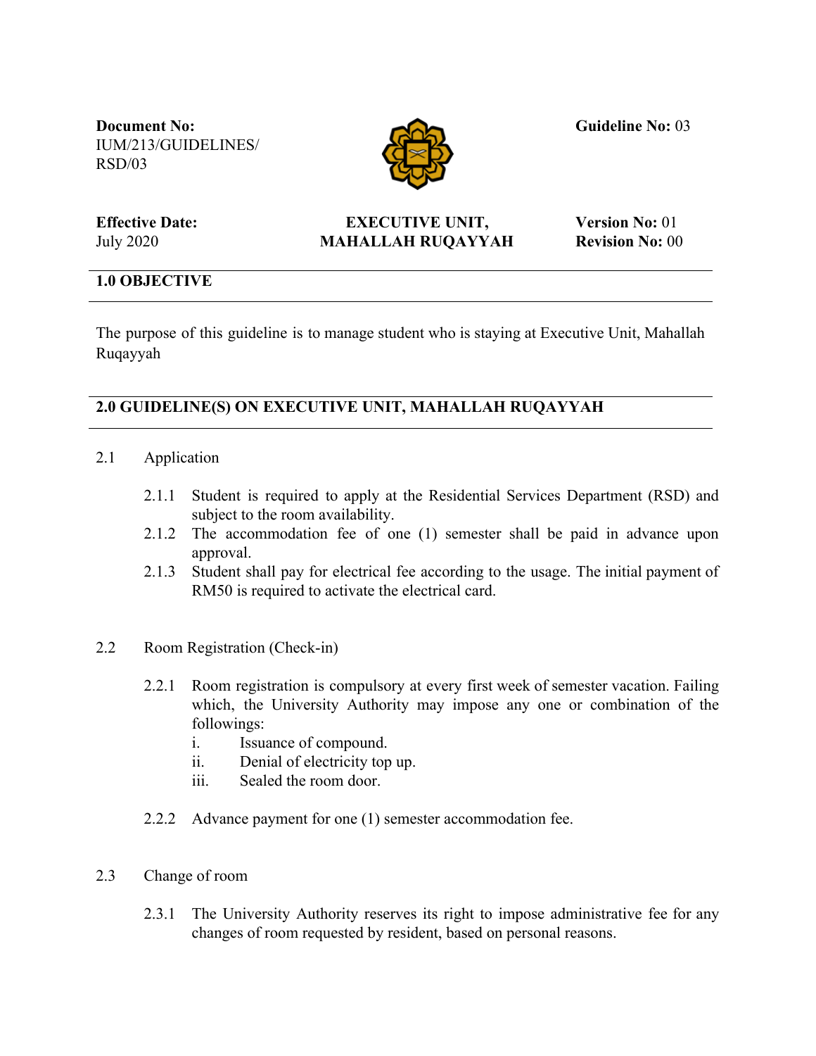**Document No:** IUM/213/GUIDELINES/RSD/03

**Guideline No:** 03

**Effective Date:** July 2020

**EXECUTIVE UNIT, MAHALLAH RUQAYYAH**

**Version No:** 01
**Revision No:** 00

## 1.0 OBJECTIVE

The purpose of this guideline is to manage student who is staying at Executive Unit, Mahallah Ruqayyah

## 2.0 GUIDELINE(S) ON EXECUTIVE UNIT, MAHALLAH RUQAYYAH

2.1 Application

- 2.1.1 Student is required to apply at the Residential Services Department (RSD) and subject to the room availability.
- 2.1.2 The accommodation fee of one (1) semester shall be paid in advance upon approval.
- 2.1.3 Student shall pay for electrical fee according to the usage. The initial payment of RM50 is required to activate the electrical card.

2.2 Room Registration (Check-in)

- 2.2.1 Room registration is compulsory at every first week of semester vacation. Failing which, the University Authority may impose any one or combination of the followings:
  - i. Issuance of compound.
  - ii. Denial of electricity top up.
  - iii. Sealed the room door.
- 2.2.2 Advance payment for one (1) semester accommodation fee.

2.3 Change of room

- 2.3.1 The University Authority reserves its right to impose administrative fee for any changes of room requested by resident, based on personal reasons.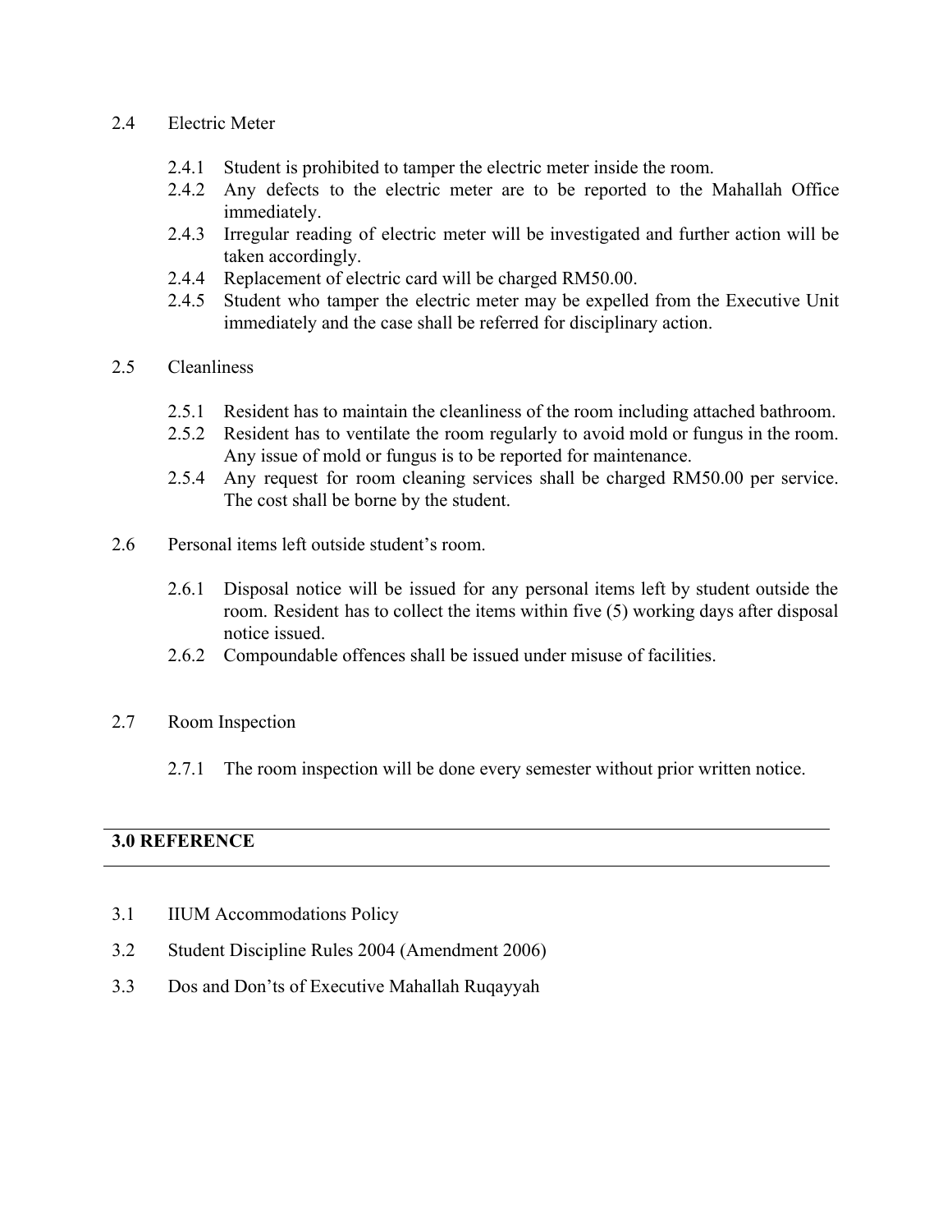2.4 Electric Meter

- 2.4.1 Student is prohibited to tamper the electric meter inside the room.
- 2.4.2 Any defects to the electric meter are to be reported to the Mahallah Office immediately.
- 2.4.3 Irregular reading of electric meter will be investigated and further action will be taken accordingly.
- 2.4.4 Replacement of electric card will be charged RM50.00.
- 2.4.5 Student who tamper the electric meter may be expelled from the Executive Unit immediately and the case shall be referred for disciplinary action.

2.5 Cleanliness

- 2.5.1 Resident has to maintain the cleanliness of the room including attached bathroom.
- 2.5.2 Resident has to ventilate the room regularly to avoid mold or fungus in the room. Any issue of mold or fungus is to be reported for maintenance.
- 2.5.4 Any request for room cleaning services shall be charged RM50.00 per service. The cost shall be borne by the student.

2.6 Personal items left outside student's room.

- 2.6.1 Disposal notice will be issued for any personal items left by student outside the room. Resident has to collect the items within five (5) working days after disposal notice issued.
- 2.6.2 Compoundable offences shall be issued under misuse of facilities.

2.7 Room Inspection

- 2.7.1 The room inspection will be done every semester without prior written notice.

## 3.0 REFERENCE

3.1 IIUM Accommodations Policy

3.2 Student Discipline Rules 2004 (Amendment 2006)

3.3 Dos and Don'ts of Executive Mahallah Ruqayyah